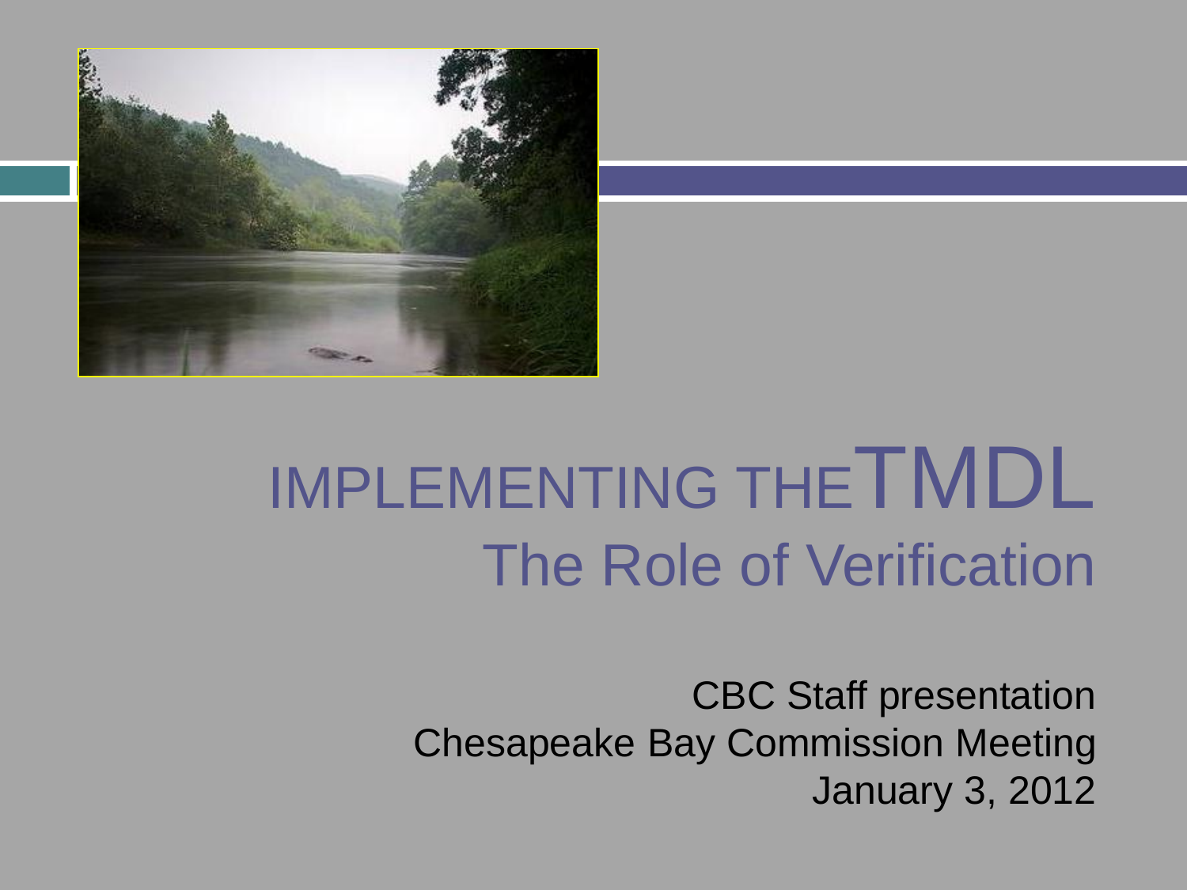# IMPLEMENTING THE TMDL

## The Role of Verification

CBC Staff presentation
Chesapeake Bay Commission Meeting
January 3, 2012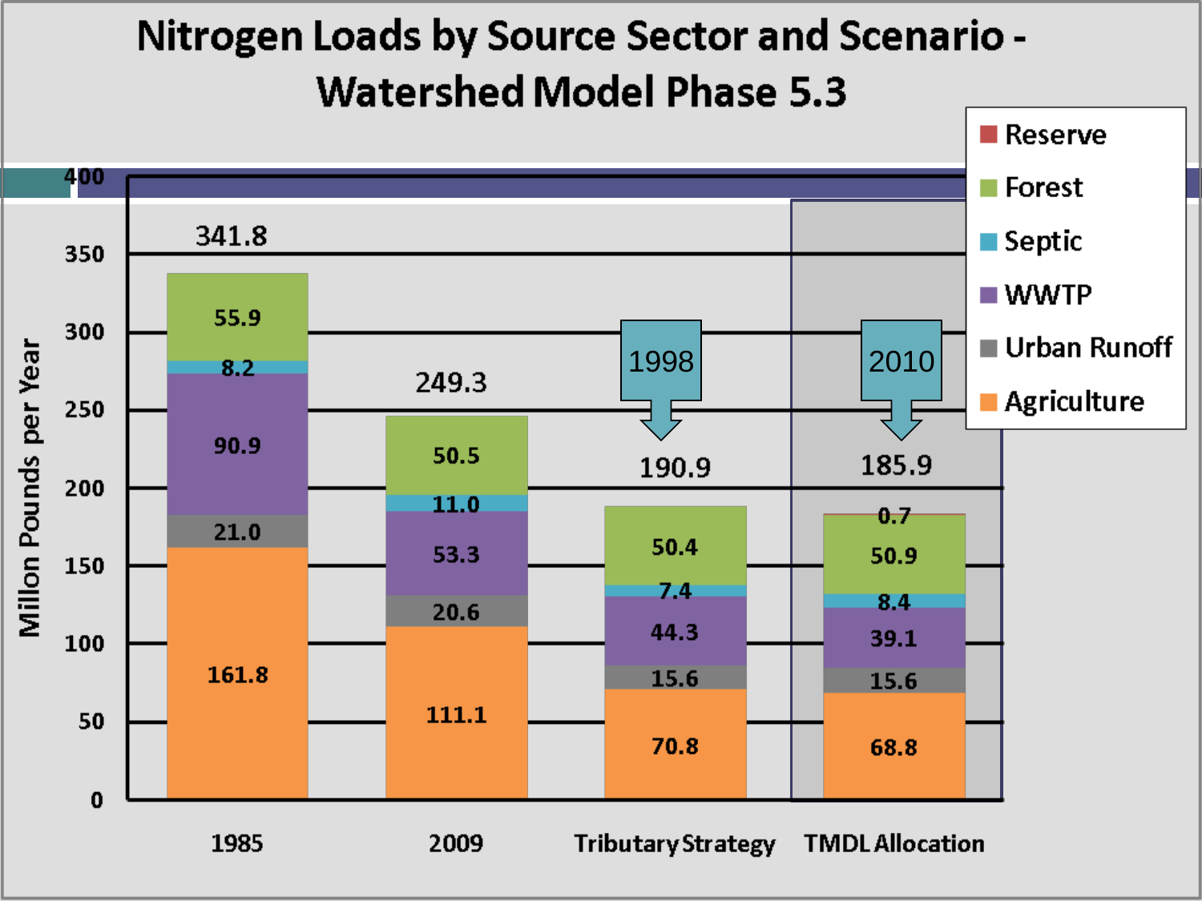# Nitrogen Loads by Source Sector and Scenario - Watershed Model Phase 5.3

Millon Pounds per Year

| Source | 1985 | 2009 | Tributary Strategy | TMDL Allocation |
|---|---|---|---|---|
| Reserve | | | | 0.7 |
| Forest | 55.9 | 50.5 | 50.4 | 50.9 |
| Septic | 8.2 | 11.0 | 7.4 | 8.4 |
| WWTP | 90.9 | 53.3 | 44.3 | 39.1 |
| Urban Runoff | 21.0 | 20.6 | 15.6 | 15.6 |
| Agriculture | 161.8 | 111.1 | 70.8 | 68.8 |
| Total | 341.8 | 249.3 | 190.9 | 185.9 |

Tributary Strategy: 1998

TMDL Allocation: 2010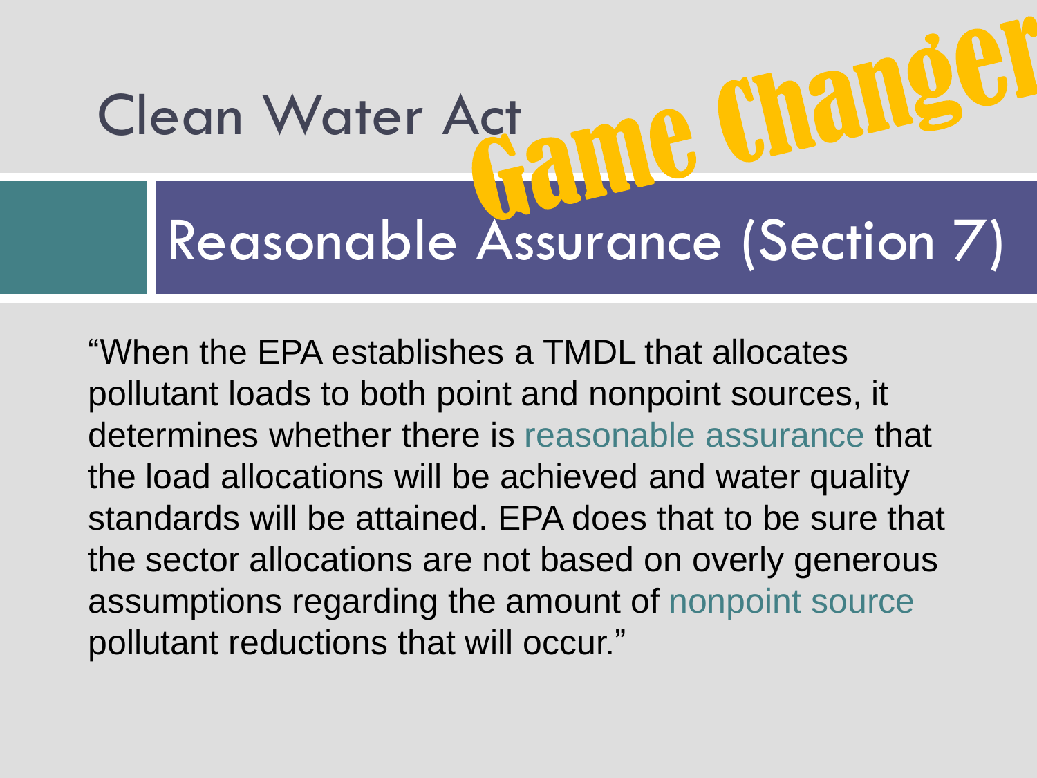# Clean Water Act

Game Changer

## Reasonable Assurance (Section 7)

"When the EPA establishes a TMDL that allocates pollutant loads to both point and nonpoint sources, it determines whether there is reasonable assurance that the load allocations will be achieved and water quality standards will be attained. EPA does that to be sure that the sector allocations are not based on overly generous assumptions regarding the amount of nonpoint source pollutant reductions that will occur."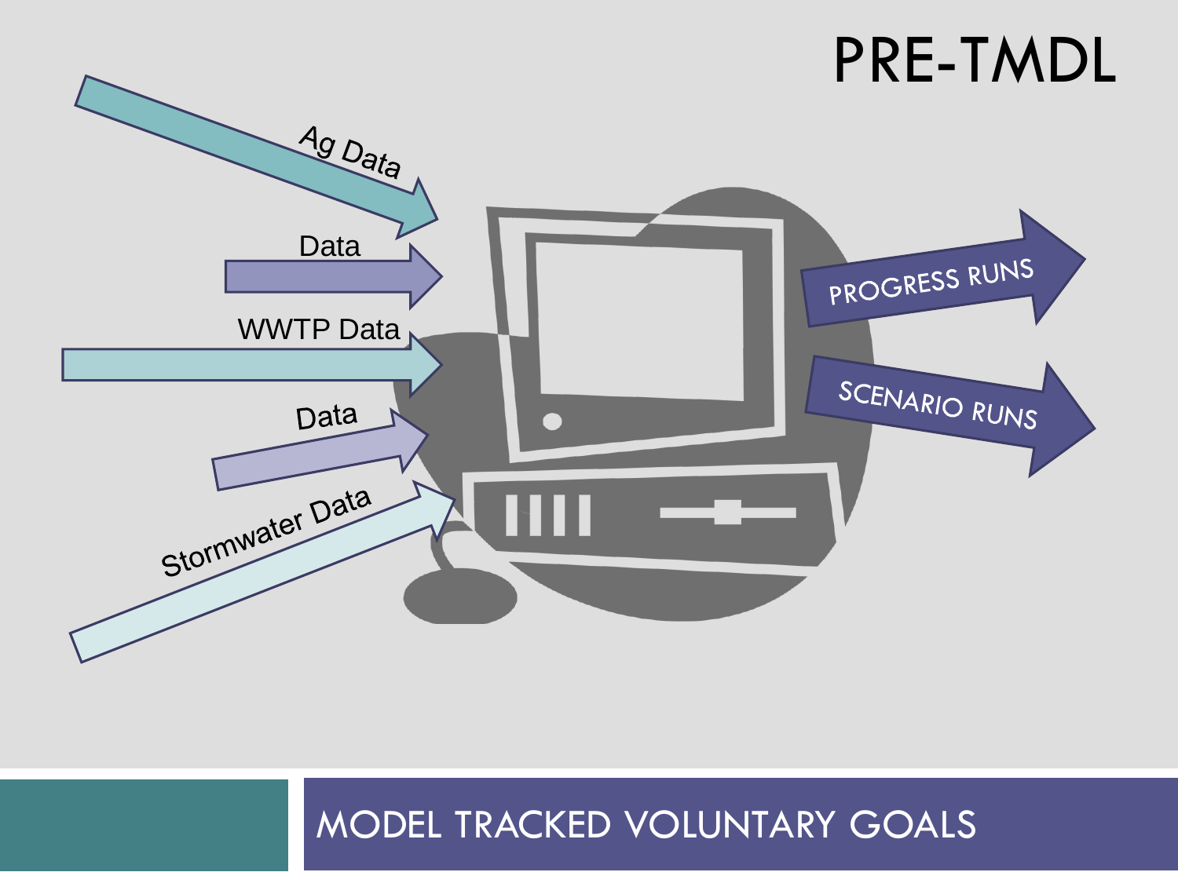# PRE-TMDL

Ag Data

Data

WWTP Data

Data

Stormwater Data

PROGRESS RUNS

SCENARIO RUNS

## MODEL TRACKED VOLUNTARY GOALS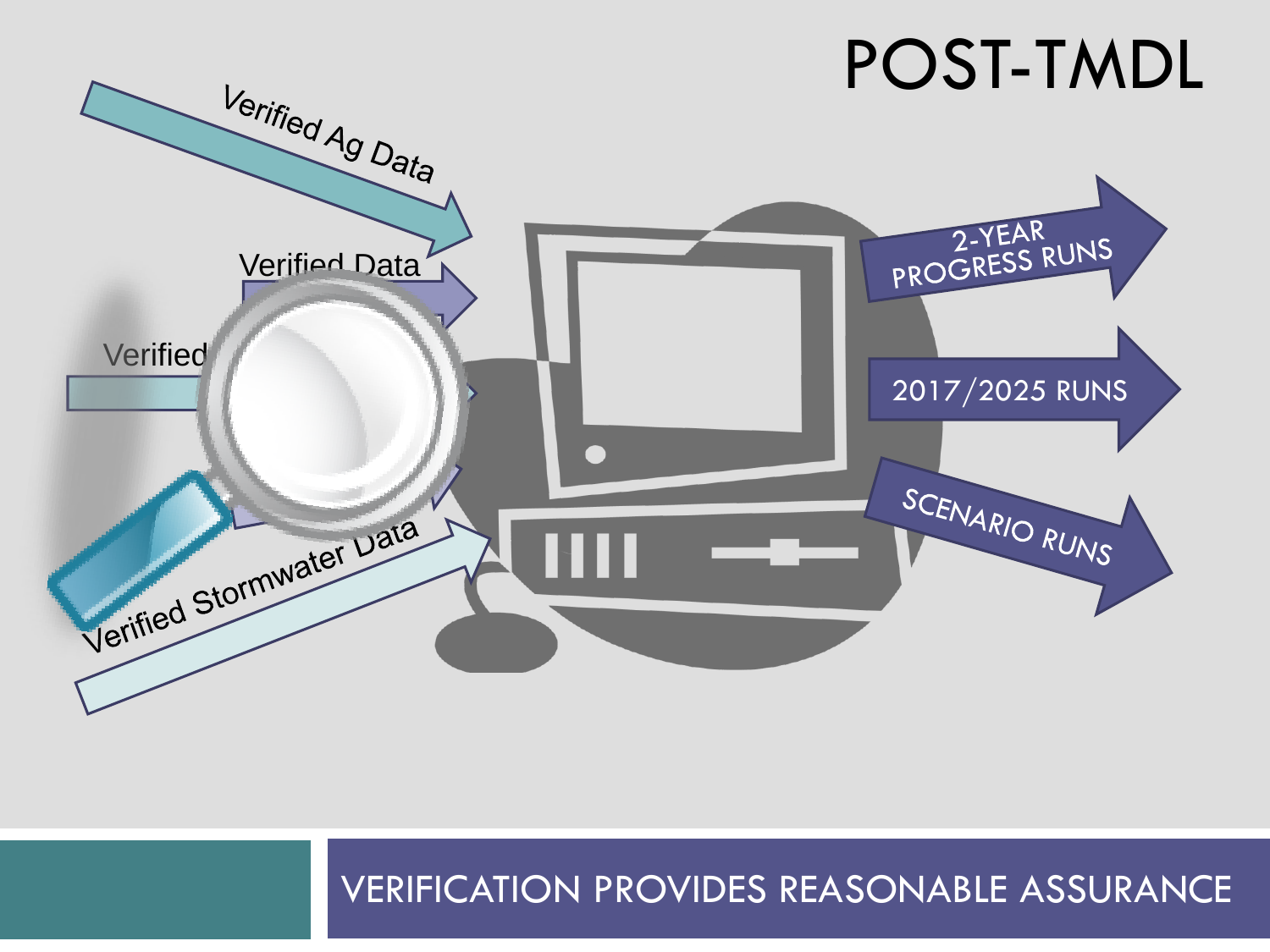# POST-TMDL

Verified Ag Data

Verified Data

Verified

Verified Stormwater Data

2-YEAR PROGRESS RUNS

2017/2025 RUNS

SCENARIO RUNS

VERIFICATION PROVIDES REASONABLE ASSURANCE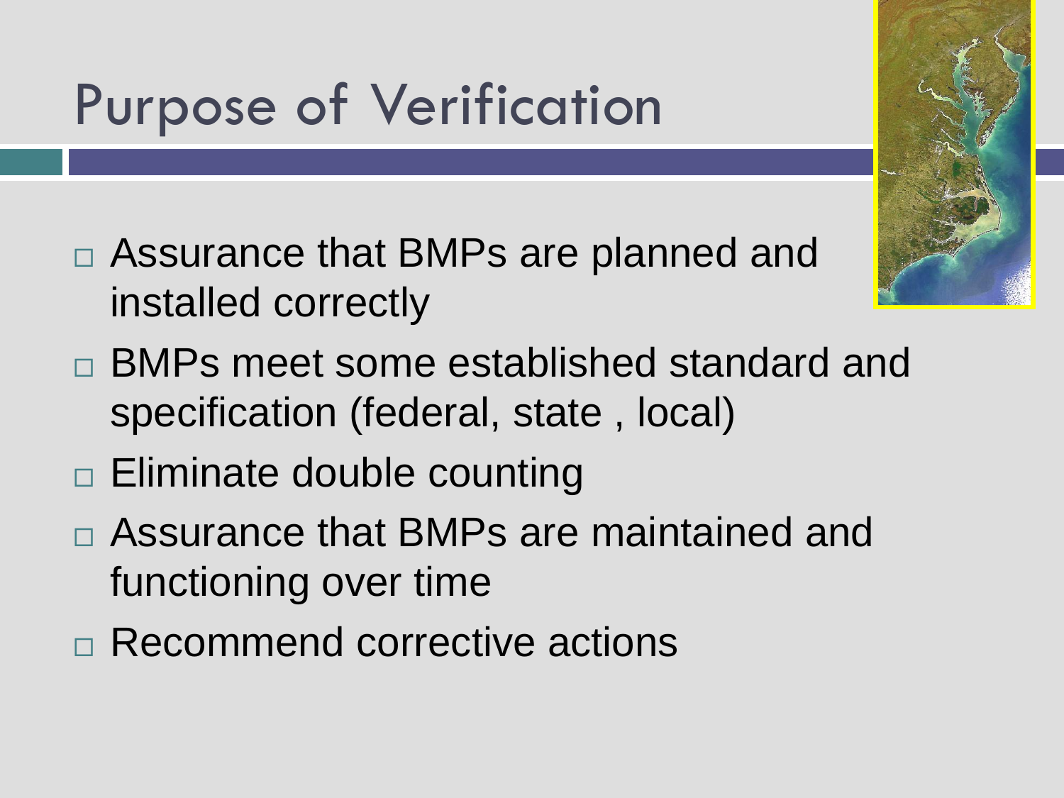# Purpose of Verification

- Assurance that BMPs are planned and installed correctly
- BMPs meet some established standard and specification (federal, state , local)
- Eliminate double counting
- Assurance that BMPs are maintained and functioning over time
- Recommend corrective actions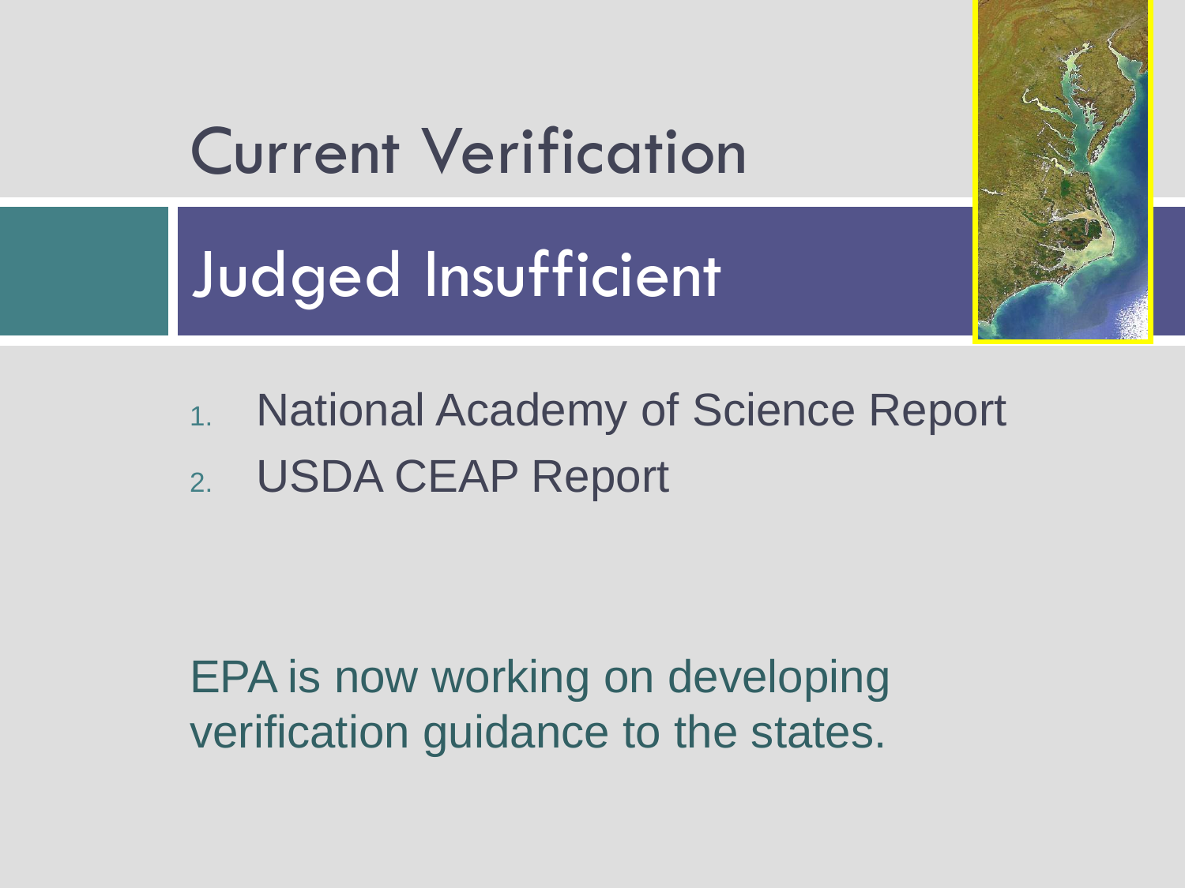# Current Verification

## Judged Insufficient

1. National Academy of Science Report
2. USDA CEAP Report

EPA is now working on developing verification guidance to the states.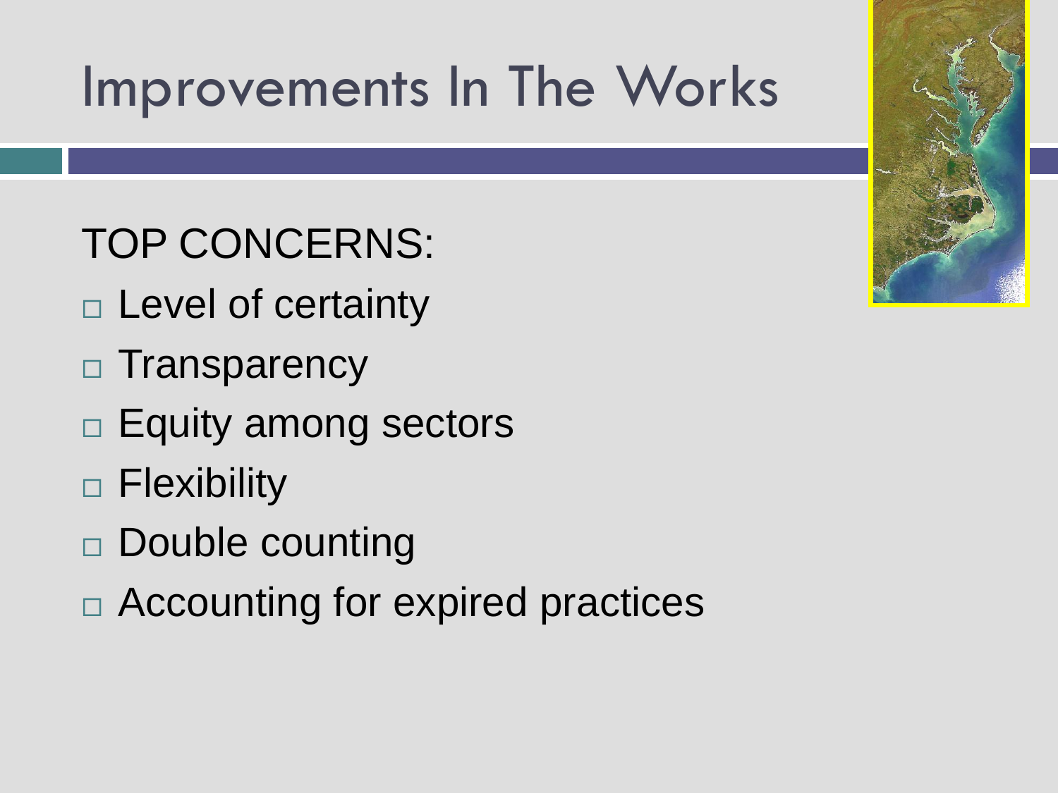# Improvements In The Works

TOP CONCERNS:

- Level of certainty
- Transparency
- Equity among sectors
- Flexibility
- Double counting
- Accounting for expired practices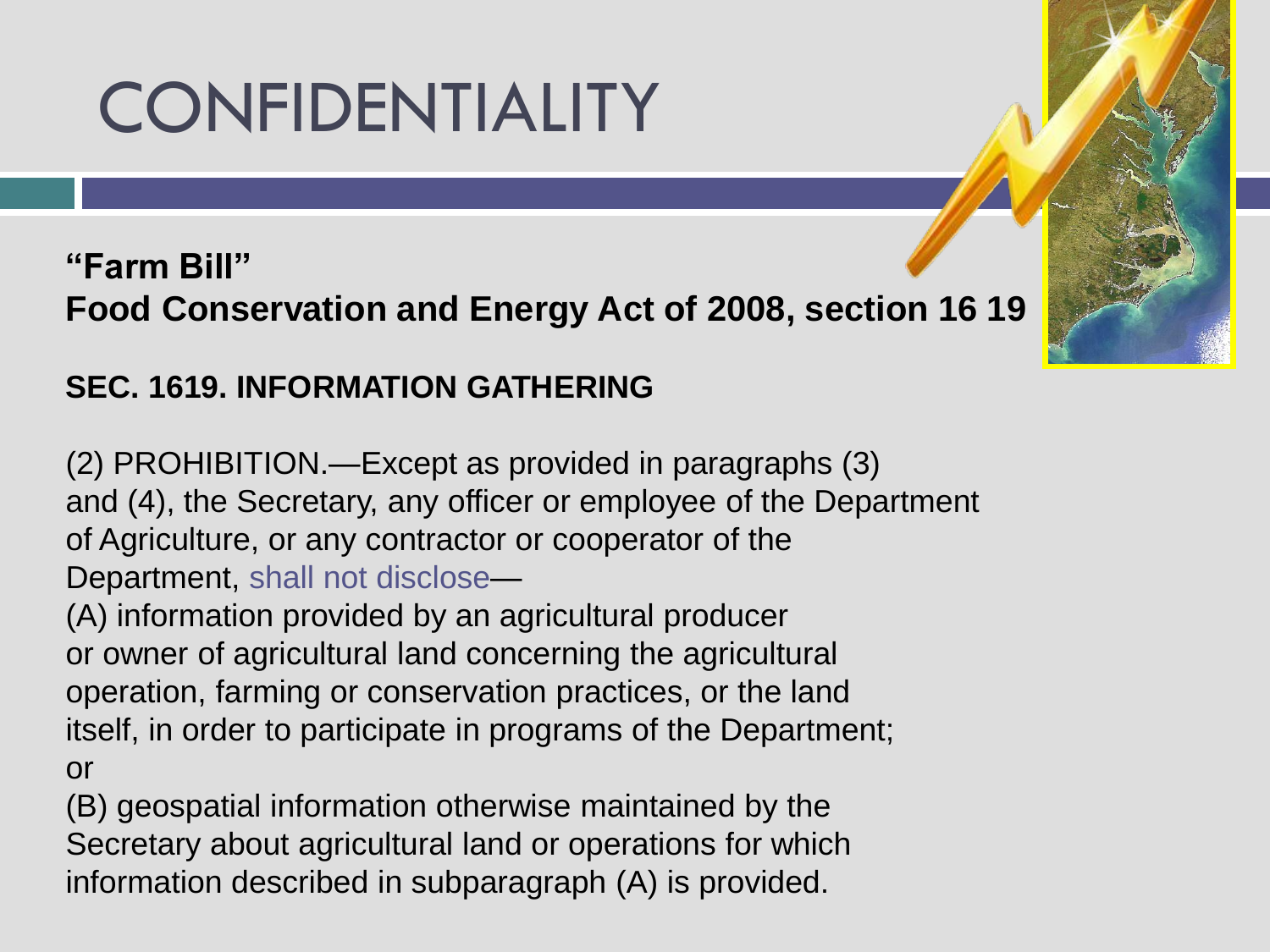# CONFIDENTIALITY

**"Farm Bill"**
**Food Conservation and Energy Act of 2008, section 16 19**

**SEC. 1619. INFORMATION GATHERING**

(2) PROHIBITION.—Except as provided in paragraphs (3) and (4), the Secretary, any officer or employee of the Department of Agriculture, or any contractor or cooperator of the Department, shall not disclose—

(A) information provided by an agricultural producer or owner of agricultural land concerning the agricultural operation, farming or conservation practices, or the land itself, in order to participate in programs of the Department; or

(B) geospatial information otherwise maintained by the Secretary about agricultural land or operations for which information described in subparagraph (A) is provided.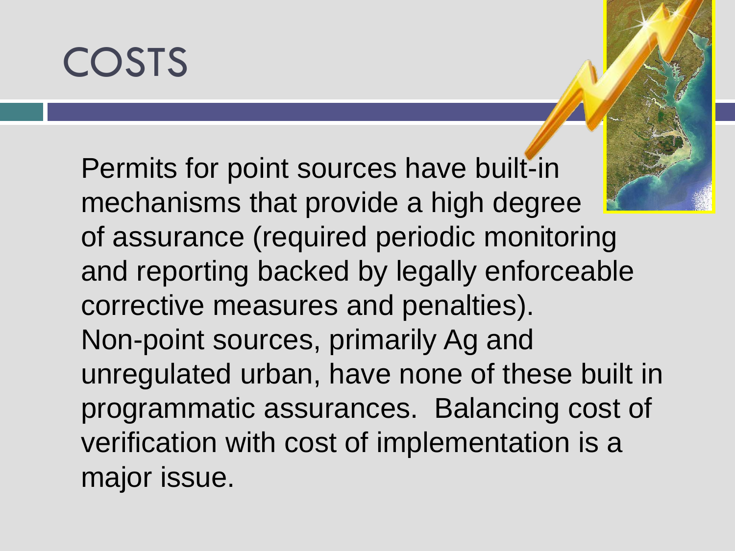# COSTS

Permits for point sources have built-in mechanisms that provide a high degree of assurance (required periodic monitoring and reporting backed by legally enforceable corrective measures and penalties). Non-point sources, primarily Ag and unregulated urban, have none of these built in programmatic assurances. Balancing cost of verification with cost of implementation is a major issue.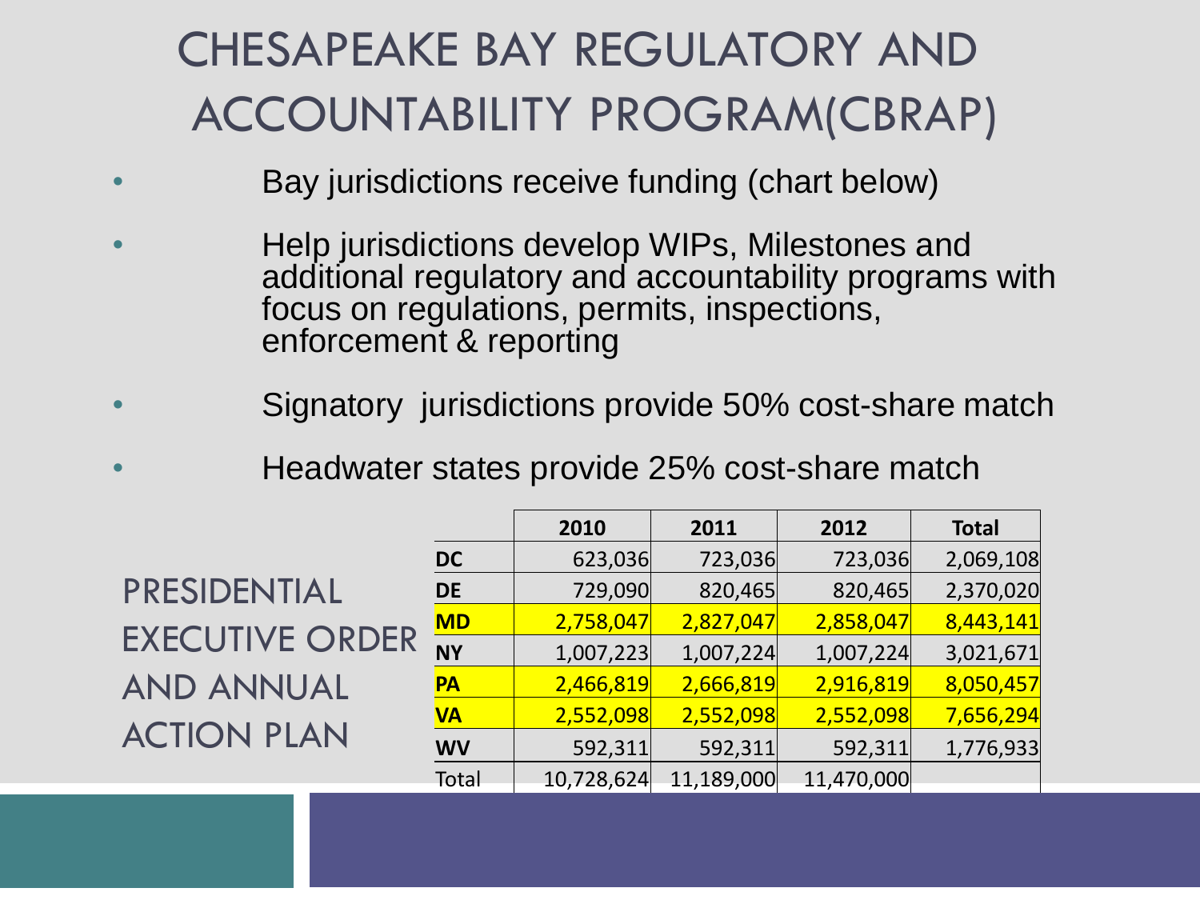# CHESAPEAKE BAY REGULATORY AND ACCOUNTABILITY PROGRAM(CBRAP)

- Bay jurisdictions receive funding (chart below)
- Help jurisdictions develop WIPs, Milestones and additional regulatory and accountability programs with focus on regulations, permits, inspections, enforcement & reporting
- Signatory jurisdictions provide 50% cost-share match
- Headwater states provide 25% cost-share match

## PRESIDENTIAL EXECUTIVE ORDER AND ANNUAL ACTION PLAN

| | 2010 | 2011 | 2012 | Total |
|---|---|---|---|---|
| **DC** | 623,036 | 723,036 | 723,036 | 2,069,108 |
| **DE** | 729,090 | 820,465 | 820,465 | 2,370,020 |
| **MD** | 2,758,047 | 2,827,047 | 2,858,047 | 8,443,141 |
| **NY** | 1,007,223 | 1,007,224 | 1,007,224 | 3,021,671 |
| **PA** | 2,466,819 | 2,666,819 | 2,916,819 | 8,050,457 |
| **VA** | 2,552,098 | 2,552,098 | 2,552,098 | 7,656,294 |
| **WV** | 592,311 | 592,311 | 592,311 | 1,776,933 |
| Total | 10,728,624 | 11,189,000 | 11,470,000 | |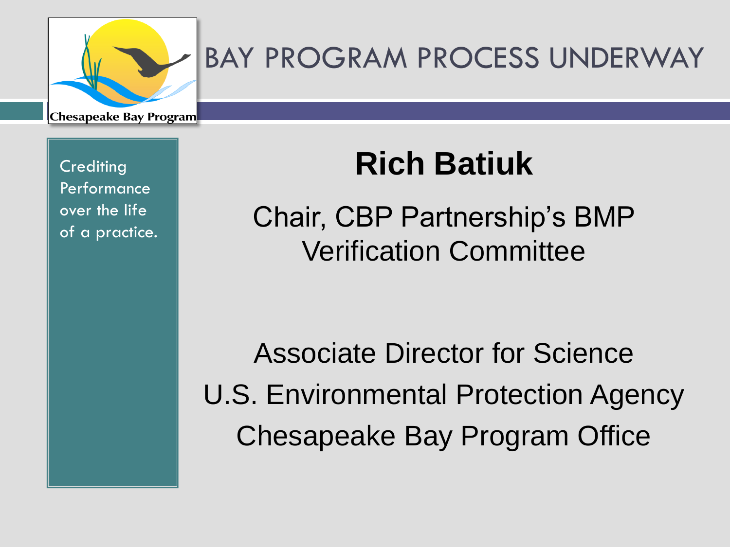# BAY PROGRAM PROCESS UNDERWAY

Chesapeake Bay Program

Crediting Performance over the life of a practice.

**Rich Batiuk**

Chair, CBP Partnership's BMP Verification Committee

Associate Director for Science
U.S. Environmental Protection Agency
Chesapeake Bay Program Office